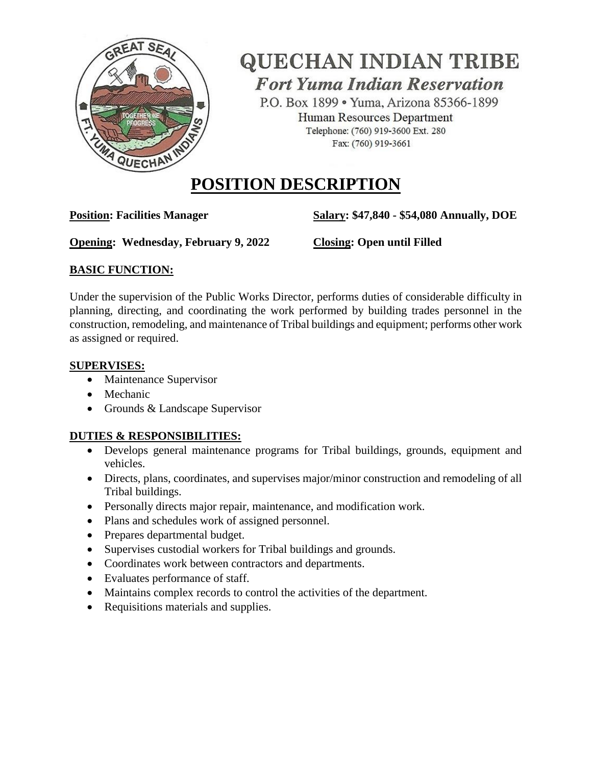# QUECHAN INDIAN TRIBE

*Fort Yuma Indian Reservation*

P.O. Box 1899 • Yuma, Arizona 85366-1899

Human Resources Department

Telephone: (760) 919-3600 Ext. 280

Fax: (760) 919-3661

# POSITION DESCRIPTION

**Position: Facilities Manager** **Salary: $47,840 - $54,080 Annually, DOE**

**Opening: Wednesday, February 9, 2022** **Closing: Open until Filled**

## BASIC FUNCTION:

Under the supervision of the Public Works Director, performs duties of considerable difficulty in planning, directing, and coordinating the work performed by building trades personnel in the construction, remodeling, and maintenance of Tribal buildings and equipment; performs other work as assigned or required.

## SUPERVISES:

- Maintenance Supervisor
- Mechanic
- Grounds & Landscape Supervisor

## DUTIES & RESPONSIBILITIES:

- Develops general maintenance programs for Tribal buildings, grounds, equipment and vehicles.
- Directs, plans, coordinates, and supervises major/minor construction and remodeling of all Tribal buildings.
- Personally directs major repair, maintenance, and modification work.
- Plans and schedules work of assigned personnel.
- Prepares departmental budget.
- Supervises custodial workers for Tribal buildings and grounds.
- Coordinates work between contractors and departments.
- Evaluates performance of staff.
- Maintains complex records to control the activities of the department.
- Requisitions materials and supplies.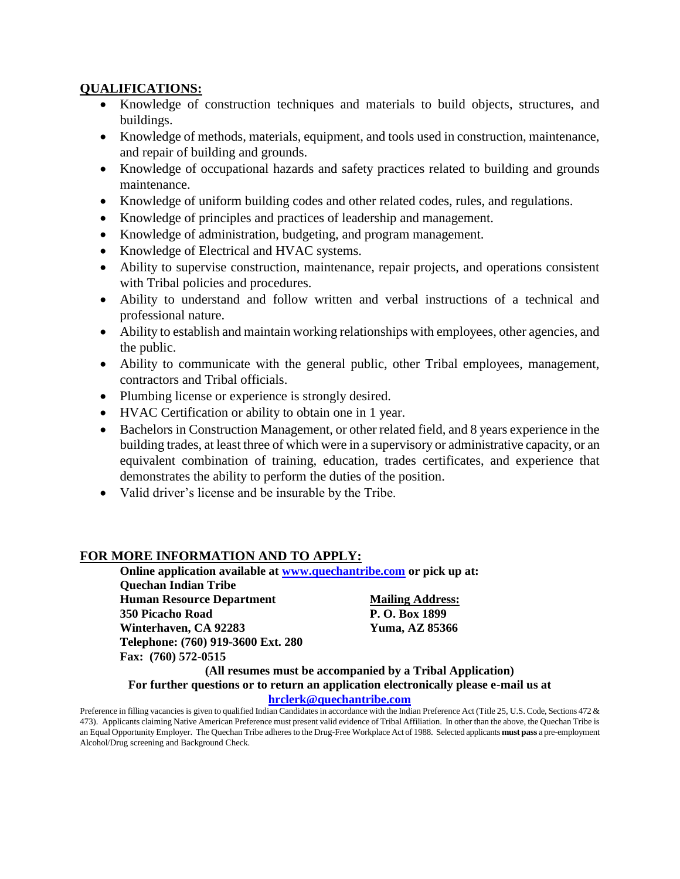## QUALIFICATIONS:

- Knowledge of construction techniques and materials to build objects, structures, and buildings.
- Knowledge of methods, materials, equipment, and tools used in construction, maintenance, and repair of building and grounds.
- Knowledge of occupational hazards and safety practices related to building and grounds maintenance.
- Knowledge of uniform building codes and other related codes, rules, and regulations.
- Knowledge of principles and practices of leadership and management.
- Knowledge of administration, budgeting, and program management.
- Knowledge of Electrical and HVAC systems.
- Ability to supervise construction, maintenance, repair projects, and operations consistent with Tribal policies and procedures.
- Ability to understand and follow written and verbal instructions of a technical and professional nature.
- Ability to establish and maintain working relationships with employees, other agencies, and the public.
- Ability to communicate with the general public, other Tribal employees, management, contractors and Tribal officials.
- Plumbing license or experience is strongly desired.
- HVAC Certification or ability to obtain one in 1 year.
- Bachelors in Construction Management, or other related field, and 8 years experience in the building trades, at least three of which were in a supervisory or administrative capacity, or an equivalent combination of training, education, trades certificates, and experience that demonstrates the ability to perform the duties of the position.
- Valid driver's license and be insurable by the Tribe.

## FOR MORE INFORMATION AND TO APPLY:

**Online application available at [www.quechantribe.com](http://www.quechantribe.com) or pick up at:**

**Quechan Indian Tribe**
**Human Resource Department**
**350 Picacho Road**
**Winterhaven, CA 92283**
**Telephone: (760) 919-3600 Ext. 280**
**Fax: (760) 572-0515**

**Mailing Address:**
**P. O. Box 1899**
**Yuma, AZ 85366**

**(All resumes must be accompanied by a Tribal Application)**

**For further questions or to return an application electronically please e-mail us at [hrclerk@quechantribe.com](mailto:hrclerk@quechantribe.com)**

Preference in filling vacancies is given to qualified Indian Candidates in accordance with the Indian Preference Act (Title 25, U.S. Code, Sections 472 & 473). Applicants claiming Native American Preference must present valid evidence of Tribal Affiliation. In other than the above, the Quechan Tribe is an Equal Opportunity Employer. The Quechan Tribe adheres to the Drug-Free Workplace Act of 1988. Selected applicants **must pass** a pre-employment Alcohol/Drug screening and Background Check.